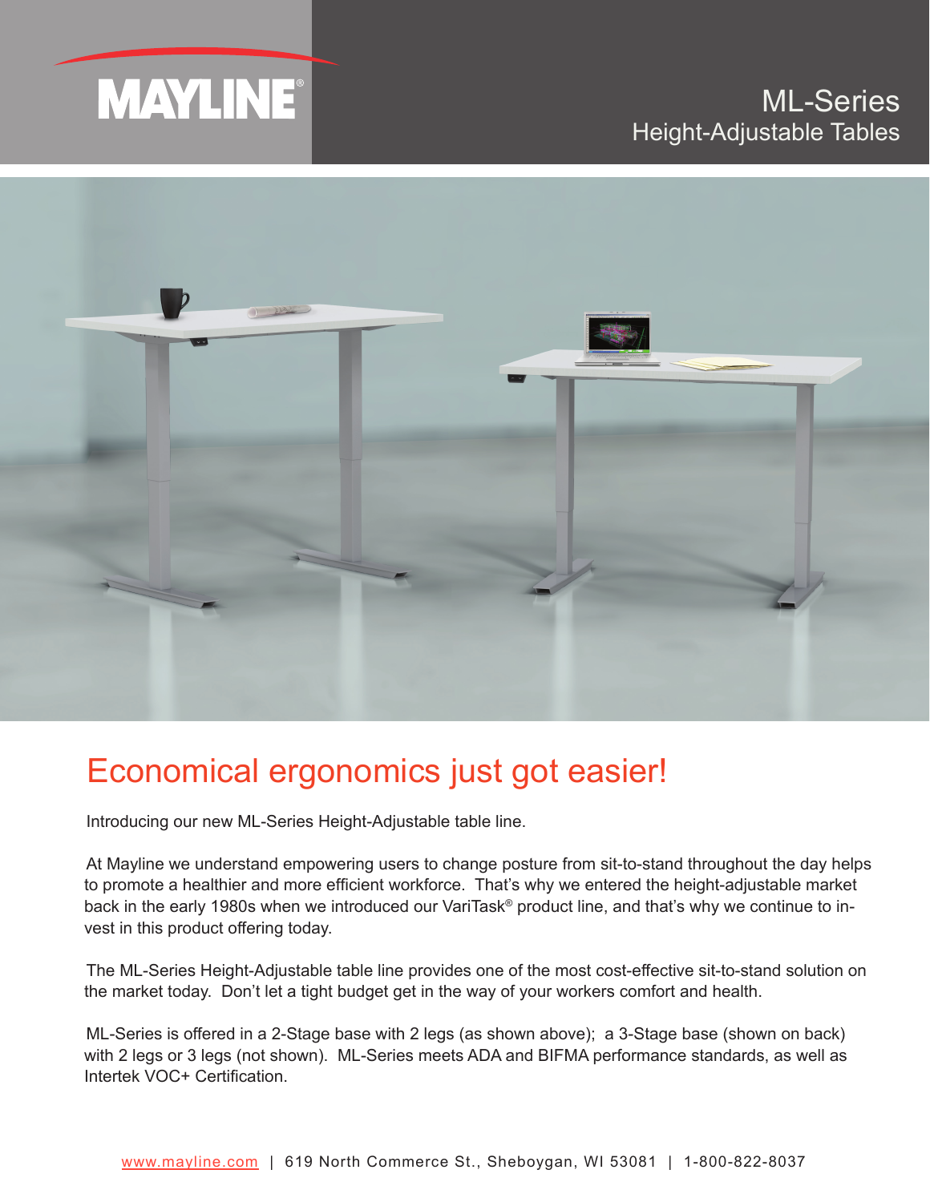# MAYLINE®

## ML-Series
Height-Adjustable Tables

## Economical ergonomics just got easier!

Introducing our new ML-Series Height-Adjustable table line.

At Mayline we understand empowering users to change posture from sit-to-stand throughout the day helps to promote a healthier and more efficient workforce. That's why we entered the height-adjustable market back in the early 1980s when we introduced our VariTask® product line, and that's why we continue to invest in this product offering today.

The ML-Series Height-Adjustable table line provides one of the most cost-effective sit-to-stand solution on the market today. Don't let a tight budget get in the way of your workers comfort and health.

ML-Series is offered in a 2-Stage base with 2 legs (as shown above); a 3-Stage base (shown on back) with 2 legs or 3 legs (not shown). ML-Series meets ADA and BIFMA performance standards, as well as Intertek VOC+ Certification.

www.mayline.com | 619 North Commerce St., Sheboygan, WI 53081 | 1-800-822-8037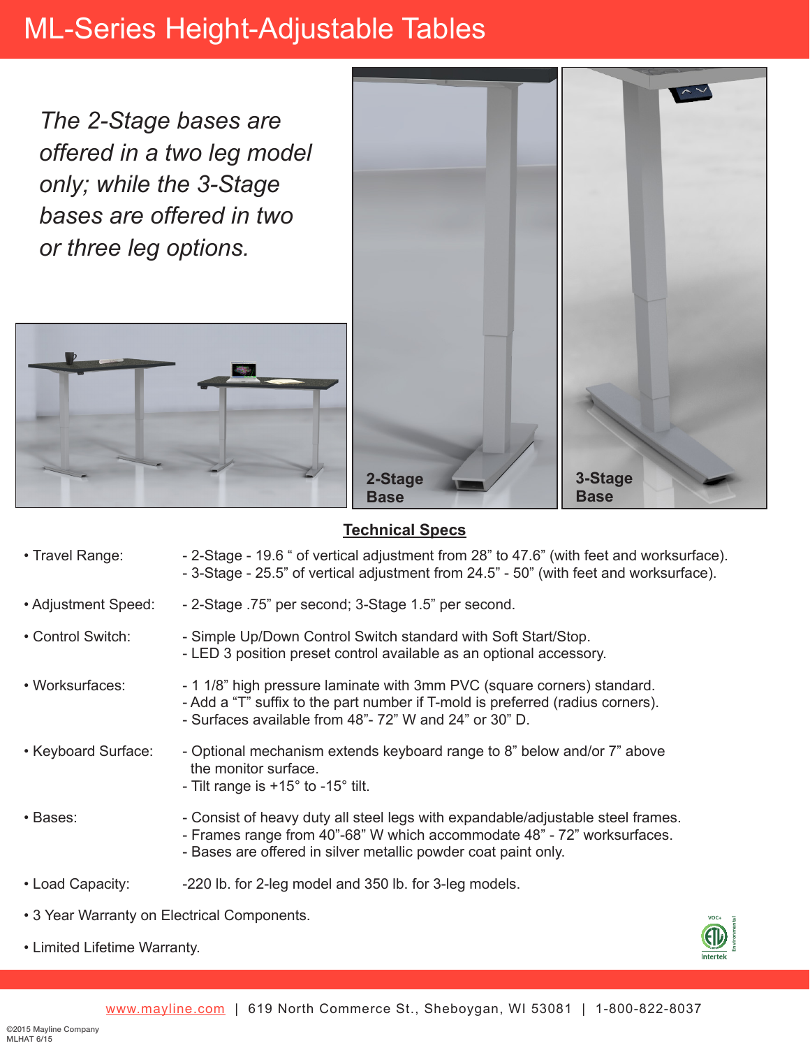# ML-Series Height-Adjustable Tables

*The 2-Stage bases are offered in a two leg model only; while the 3-Stage bases are offered in two or three leg options.*

2-Stage Base

3-Stage Base

## Technical Specs

| | |
|---|---|
| • Travel Range: | - 2-Stage - 19.6 " of vertical adjustment from 28" to 47.6" (with feet and worksurface).<br>- 3-Stage - 25.5" of vertical adjustment from 24.5" - 50" (with feet and worksurface). |
| • Adjustment Speed: | - 2-Stage .75" per second; 3-Stage 1.5" per second. |
| • Control Switch: | - Simple Up/Down Control Switch standard with Soft Start/Stop.<br>- LED 3 position preset control available as an optional accessory. |
| • Worksurfaces: | - 1 1/8" high pressure laminate with 3mm PVC (square corners) standard.<br>- Add a "T" suffix to the part number if T-mold is preferred (radius corners).<br>- Surfaces available from 48"- 72" W and 24" or 30" D. |
| • Keyboard Surface: | - Optional mechanism extends keyboard range to 8" below and/or 7" above the monitor surface.<br>- Tilt range is +15° to -15° tilt. |
| • Bases: | - Consist of heavy duty all steel legs with expandable/adjustable steel frames.<br>- Frames range from 40"-68" W which accommodate 48" - 72" worksurfaces.<br>- Bases are offered in silver metallic powder coat paint only. |
| • Load Capacity: | -220 lb. for 2-leg model and 350 lb. for 3-leg models. |

• 3 Year Warranty on Electrical Components.

• Limited Lifetime Warranty.

www.mayline.com | 619 North Commerce St., Sheboygan, WI 53081 | 1-800-822-8037

©2015 Mayline Company
MLHAT 6/15